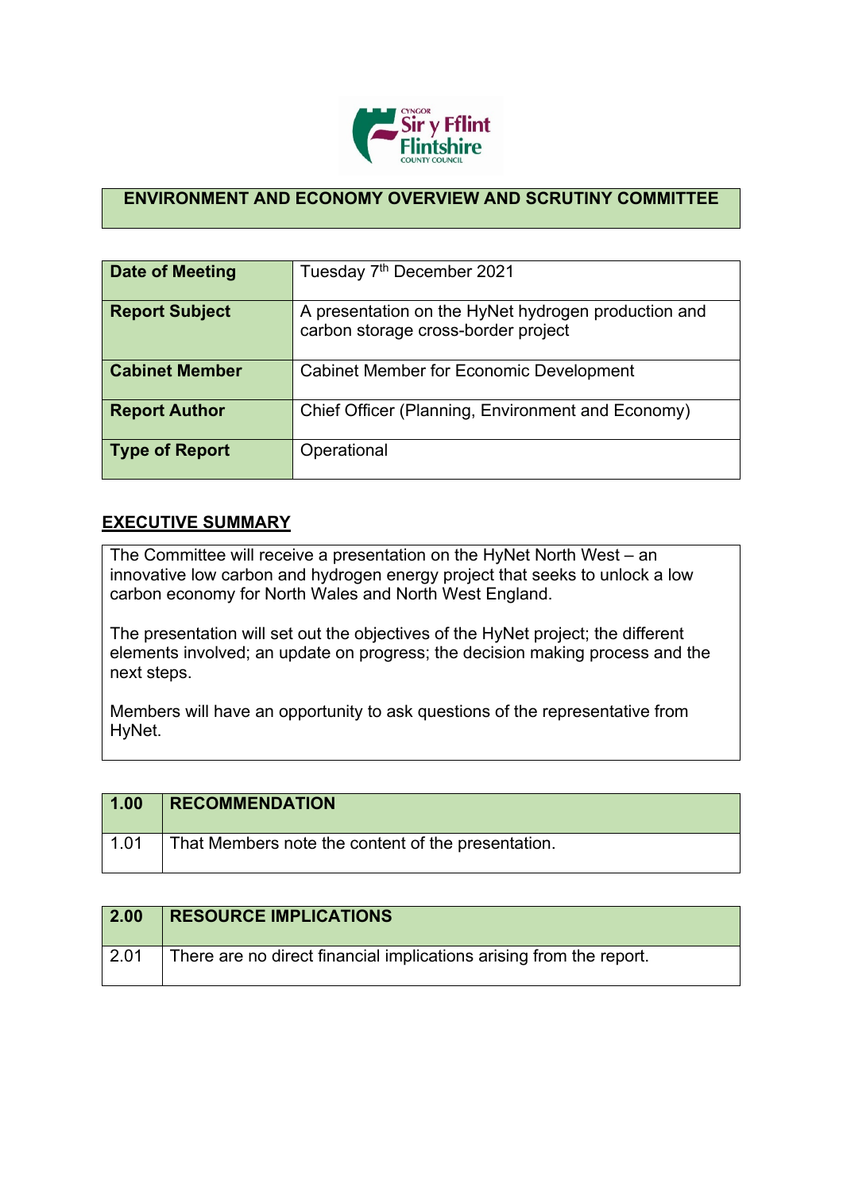# ENVIRONMENT AND ECONOMY OVERVIEW AND SCRUTINY COMMITTEE

| | |
|---|---|
| **Date of Meeting** | Tuesday 7th December 2021 |
| **Report Subject** | A presentation on the HyNet hydrogen production and carbon storage cross-border project |
| **Cabinet Member** | Cabinet Member for Economic Development |
| **Report Author** | Chief Officer (Planning, Environment and Economy) |
| **Type of Report** | Operational |

## EXECUTIVE SUMMARY

The Committee will receive a presentation on the HyNet North West – an innovative low carbon and hydrogen energy project that seeks to unlock a low carbon economy for North Wales and North West England.

The presentation will set out the objectives of the HyNet project; the different elements involved; an update on progress; the decision making process and the next steps.

Members will have an opportunity to ask questions of the representative from HyNet.

| **1.00** | **RECOMMENDATION** |
|---|---|
| 1.01 | That Members note the content of the presentation. |

| **2.00** | **RESOURCE IMPLICATIONS** |
|---|---|
| 2.01 | There are no direct financial implications arising from the report. |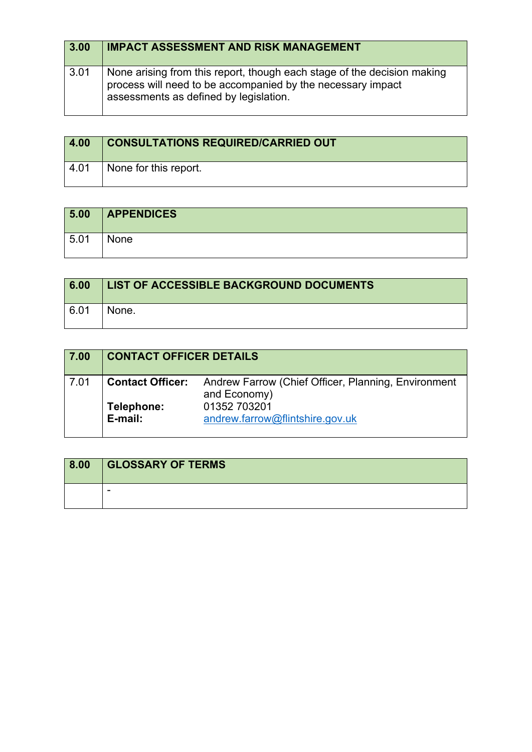| 3.00 | IMPACT ASSESSMENT AND RISK MANAGEMENT |
|---|---|
| 3.01 | None arising from this report, though each stage of the decision making process will need to be accompanied by the necessary impact assessments as defined by legislation. |

| 4.00 | CONSULTATIONS REQUIRED/CARRIED OUT |
|---|---|
| 4.01 | None for this report. |

| 5.00 | APPENDICES |
|---|---|
| 5.01 | None |

| 6.00 | LIST OF ACCESSIBLE BACKGROUND DOCUMENTS |
|---|---|
| 6.01 | None. |

| 7.00 | CONTACT OFFICER DETAILS | |
|---|---|---|
| 7.01 | **Contact Officer:** | Andrew Farrow (Chief Officer, Planning, Environment and Economy) |
| | **Telephone:** | 01352 703201 |
| | **E-mail:** | andrew.farrow@flintshire.gov.uk |

| 8.00 | GLOSSARY OF TERMS |
|---|---|
| | - |